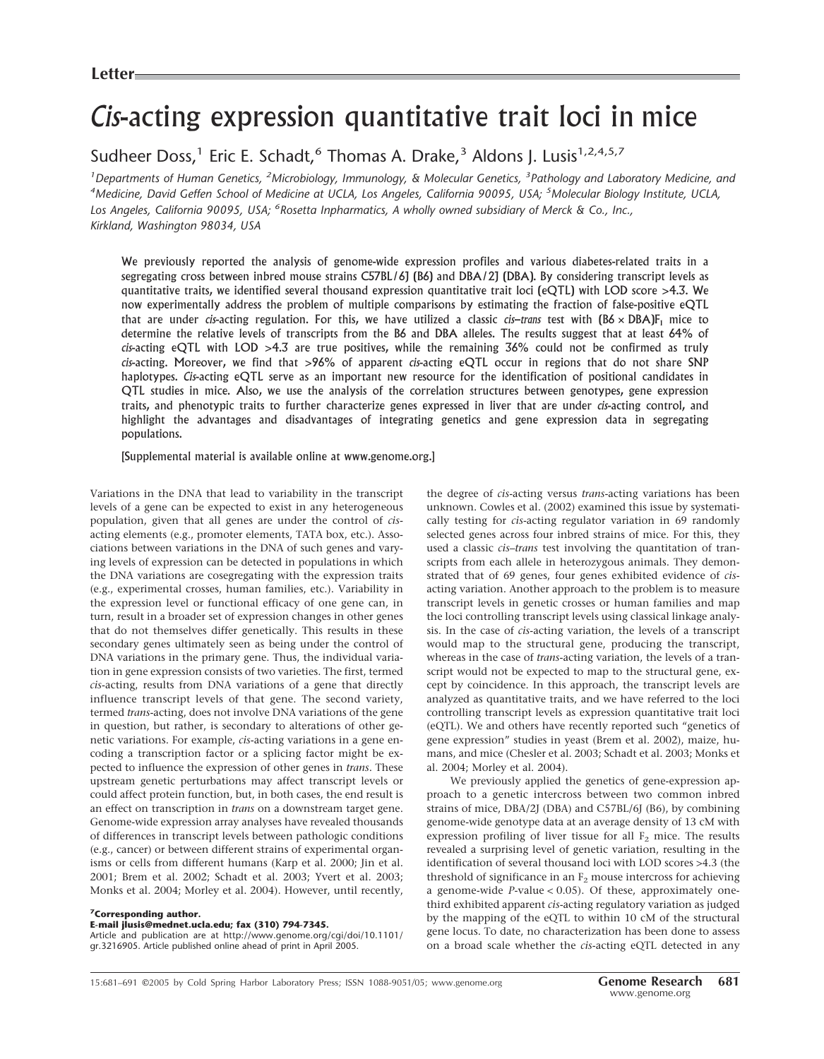Letter

# *Cis*-acting expression quantitative trait loci in mice

Sudheer Doss,[1] Eric E. Schadt,[6] Thomas A. Drake,[3] Aldons J. Lusis[1,2,4,5,7]

[1]Departments of Human Genetics, [2]Microbiology, Immunology, & Molecular Genetics, [3]Pathology and Laboratory Medicine, and [4]Medicine, David Geffen School of Medicine at UCLA, Los Angeles, California 90095, USA; [5]Molecular Biology Institute, UCLA, Los Angeles, California 90095, USA; [6]Rosetta Inpharmatics, A wholly owned subsidiary of Merck & Co., Inc., Kirkland, Washington 98034, USA

**We previously reported the analysis of genome-wide expression profiles and various diabetes-related traits in a segregating cross between inbred mouse strains C57BL/6J (B6) and DBA/2J (DBA). By considering transcript levels as quantitative traits, we identified several thousand expression quantitative trait loci (eQTL) with LOD score >4.3. We now experimentally address the problem of multiple comparisons by estimating the fraction of false-positive eQTL that are under *cis*-acting regulation. For this, we have utilized a classic *cis*–*trans* test with (B6 × DBA)$F_1$ mice to determine the relative levels of transcripts from the B6 and DBA alleles. The results suggest that at least 64% of *cis*-acting eQTL with LOD >4.3 are true positives, while the remaining 36% could not be confirmed as truly *cis*-acting. Moreover, we find that >96% of apparent *cis*-acting eQTL occur in regions that do not share SNP haplotypes. *Cis*-acting eQTL serve as an important new resource for the identification of positional candidates in QTL studies in mice. Also, we use the analysis of the correlation structures between genotypes, gene expression traits, and phenotypic traits to further characterize genes expressed in liver that are under *cis*-acting control, and highlight the advantages and disadvantages of integrating genetics and gene expression data in segregating populations.**

[Supplemental material is available online at www.genome.org.]

Variations in the DNA that lead to variability in the transcript levels of a gene can be expected to exist in any heterogeneous population, given that all genes are under the control of *cis*-acting elements (e.g., promoter elements, TATA box, etc.). Associations between variations in the DNA of such genes and varying levels of expression can be detected in populations in which the DNA variations are cosegregating with the expression traits (e.g., experimental crosses, human families, etc.). Variability in the expression level or functional efficacy of one gene can, in turn, result in a broader set of expression changes in other genes that do not themselves differ genetically. This results in these secondary genes ultimately seen as being under the control of DNA variations in the primary gene. Thus, the individual variation in gene expression consists of two varieties. The first, termed *cis*-acting, results from DNA variations of a gene that directly influence transcript levels of that gene. The second variety, termed *trans*-acting, does not involve DNA variations of the gene in question, but rather, is secondary to alterations of other genetic variations. For example, *cis*-acting variations in a gene encoding a transcription factor or a splicing factor might be expected to influence the expression of other genes in *trans*. These upstream genetic perturbations may affect transcript levels or could affect protein function, but, in both cases, the end result is an effect on transcription in *trans* on a downstream target gene. Genome-wide expression array analyses have revealed thousands of differences in transcript levels between pathologic conditions (e.g., cancer) or between different strains of experimental organisms or cells from different humans (Karp et al. 2000; Jin et al. 2001; Brem et al. 2002; Schadt et al. 2003; Yvert et al. 2003; Monks et al. 2004; Morley et al. 2004). However, until recently, the degree of *cis*-acting versus *trans*-acting variations has been unknown. Cowles et al. (2002) examined this issue by systematically testing for *cis*-acting regulator variation in 69 randomly selected genes across four inbred strains of mice. For this, they used a classic *cis*–*trans* test involving the quantitation of transcripts from each allele in heterozygous animals. They demonstrated that of 69 genes, four genes exhibited evidence of *cis*-acting variation. Another approach to the problem is to measure transcript levels in genetic crosses or human families and map the loci controlling transcript levels using classical linkage analysis. In the case of *cis*-acting variation, the levels of a transcript would map to the structural gene, producing the transcript, whereas in the case of *trans*-acting variation, the levels of a transcript would not be expected to map to the structural gene, except by coincidence. In this approach, the transcript levels are analyzed as quantitative traits, and we have referred to the loci controlling transcript levels as expression quantitative trait loci (eQTL). We and others have recently reported such "genetics of gene expression" studies in yeast (Brem et al. 2002), maize, humans, and mice (Chesler et al. 2003; Schadt et al. 2003; Monks et al. 2004; Morley et al. 2004).

We previously applied the genetics of gene-expression approach to a genetic intercross between two common inbred strains of mice, DBA/2J (DBA) and C57BL/6J (B6), by combining genome-wide genotype data at an average density of 13 cM with expression profiling of liver tissue for all $F_2$ mice. The results revealed a surprising level of genetic variation, resulting in the identification of several thousand loci with LOD scores >4.3 (the threshold of significance in an $F_2$ mouse intercross for achieving a genome-wide $P$-value < 0.05). Of these, approximately one-third exhibited apparent *cis*-acting regulatory variation as judged by the mapping of the eQTL to within 10 cM of the structural gene locus. To date, no characterization has been done to assess on a broad scale whether the *cis*-acting eQTL detected in any

[7]**Corresponding author.**
**E-mail jlusis@mednet.ucla.edu; fax (310) 794-7345.**
Article and publication are at http://www.genome.org/cgi/doi/10.1101/gr.3216905. Article published online ahead of print in April 2005.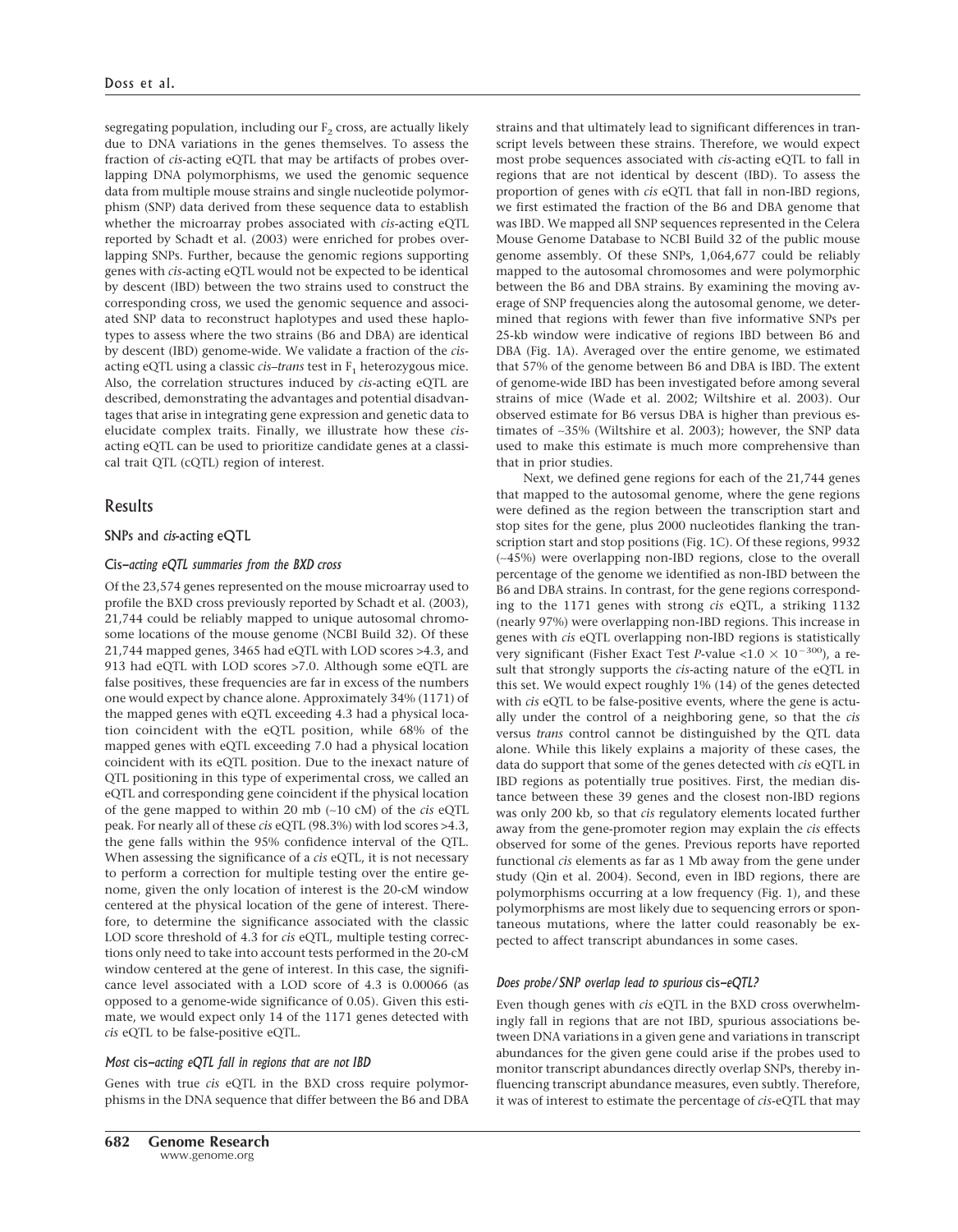segregating population, including our $F_2$ cross, are actually likely due to DNA variations in the genes themselves. To assess the fraction of *cis*-acting eQTL that may be artifacts of probes overlapping DNA polymorphisms, we used the genomic sequence data from multiple mouse strains and single nucleotide polymorphism (SNP) data derived from these sequence data to establish whether the microarray probes associated with *cis*-acting eQTL reported by Schadt et al. (2003) were enriched for probes overlapping SNPs. Further, because the genomic regions supporting genes with *cis*-acting eQTL would not be expected to be identical by descent (IBD) between the two strains used to construct the corresponding cross, we used the genomic sequence and associated SNP data to reconstruct haplotypes and used these haplotypes to assess where the two strains (B6 and DBA) are identical by descent (IBD) genome-wide. We validate a fraction of the *cis*-acting eQTL using a classic *cis–trans* test in $F_1$ heterozygous mice. Also, the correlation structures induced by *cis*-acting eQTL are described, demonstrating the advantages and potential disadvantages that arise in integrating gene expression and genetic data to elucidate complex traits. Finally, we illustrate how these *cis*-acting eQTL can be used to prioritize candidate genes at a classical trait QTL (cQTL) region of interest.

## Results

### SNPs and *cis*-acting eQTL

#### *Cis–acting eQTL summaries from the BXD cross*

Of the 23,574 genes represented on the mouse microarray used to profile the BXD cross previously reported by Schadt et al. (2003), 21,744 could be reliably mapped to unique autosomal chromosome locations of the mouse genome (NCBI Build 32). Of these 21,744 mapped genes, 3465 had eQTL with LOD scores >4.3, and 913 had eQTL with LOD scores >7.0. Although some eQTL are false positives, these frequencies are far in excess of the numbers one would expect by chance alone. Approximately 34% (1171) of the mapped genes with eQTL exceeding 4.3 had a physical location coincident with the eQTL position, while 68% of the mapped genes with eQTL exceeding 7.0 had a physical location coincident with its eQTL position. Due to the inexact nature of QTL positioning in this type of experimental cross, we called an eQTL and corresponding gene coincident if the physical location of the gene mapped to within 20 mb (~10 cM) of the *cis* eQTL peak. For nearly all of these *cis* eQTL (98.3%) with lod scores >4.3, the gene falls within the 95% confidence interval of the QTL. When assessing the significance of a *cis* eQTL, it is not necessary to perform a correction for multiple testing over the entire genome, given the only location of interest is the 20-cM window centered at the physical location of the gene of interest. Therefore, to determine the significance associated with the classic LOD score threshold of 4.3 for *cis* eQTL, multiple testing corrections only need to take into account tests performed in the 20-cM window centered at the gene of interest. In this case, the significance level associated with a LOD score of 4.3 is 0.00066 (as opposed to a genome-wide significance of 0.05). Given this estimate, we would expect only 14 of the 1171 genes detected with *cis* eQTL to be false-positive eQTL.

#### *Most cis–acting eQTL fall in regions that are not IBD*

Genes with true *cis* eQTL in the BXD cross require polymorphisms in the DNA sequence that differ between the B6 and DBA strains and that ultimately lead to significant differences in transcript levels between these strains. Therefore, we would expect most probe sequences associated with *cis*-acting eQTL to fall in regions that are not identical by descent (IBD). To assess the proportion of genes with *cis* eQTL that fall in non-IBD regions, we first estimated the fraction of the B6 and DBA genome that was IBD. We mapped all SNP sequences represented in the Celera Mouse Genome Database to NCBI Build 32 of the public mouse genome assembly. Of these SNPs, 1,064,677 could be reliably mapped to the autosomal chromosomes and were polymorphic between the B6 and DBA strains. By examining the moving average of SNP frequencies along the autosomal genome, we determined that regions with fewer than five informative SNPs per 25-kb window were indicative of regions IBD between B6 and DBA (Fig. 1A). Averaged over the entire genome, we estimated that 57% of the genome between B6 and DBA is IBD. The extent of genome-wide IBD has been investigated before among several strains of mice (Wade et al. 2002; Wiltshire et al. 2003). Our observed estimate for B6 versus DBA is higher than previous estimates of ~35% (Wiltshire et al. 2003); however, the SNP data used to make this estimate is much more comprehensive than that in prior studies.

Next, we defined gene regions for each of the 21,744 genes that mapped to the autosomal genome, where the gene regions were defined as the region between the transcription start and stop sites for the gene, plus 2000 nucleotides flanking the transcription start and stop positions (Fig. 1C). Of these regions, 9932 (~45%) were overlapping non-IBD regions, close to the overall percentage of the genome we identified as non-IBD between the B6 and DBA strains. In contrast, for the gene regions corresponding to the 1171 genes with strong *cis* eQTL, a striking 1132 (nearly 97%) were overlapping non-IBD regions. This increase in genes with *cis* eQTL overlapping non-IBD regions is statistically very significant (Fisher Exact Test $P$-value $<1.0 \times 10^{-300}$), a result that strongly supports the *cis*-acting nature of the eQTL in this set. We would expect roughly 1% (14) of the genes detected with *cis* eQTL to be false-positive events, where the gene is actually under the control of a neighboring gene, so that the *cis* versus *trans* control cannot be distinguished by the QTL data alone. While this likely explains a majority of these cases, the data do support that some of the genes detected with *cis* eQTL in IBD regions as potentially true positives. First, the median distance between these 39 genes and the closest non-IBD regions was only 200 kb, so that *cis* regulatory elements located further away from the gene-promoter region may explain the *cis* effects observed for some of the genes. Previous reports have reported functional *cis* elements as far as 1 Mb away from the gene under study (Qin et al. 2004). Second, even in IBD regions, there are polymorphisms occurring at a low frequency (Fig. 1), and these polymorphisms are most likely due to sequencing errors or spontaneous mutations, where the latter could reasonably be expected to affect transcript abundances in some cases.

#### *Does probe/SNP overlap lead to spurious cis–eQTL?*

Even though genes with *cis* eQTL in the BXD cross overwhelmingly fall in regions that are not IBD, spurious associations between DNA variations in a given gene and variations in transcript abundances for the given gene could arise if the probes used to monitor transcript abundances directly overlap SNPs, thereby influencing transcript abundance measures, even subtly. Therefore, it was of interest to estimate the percentage of *cis*-eQTL that may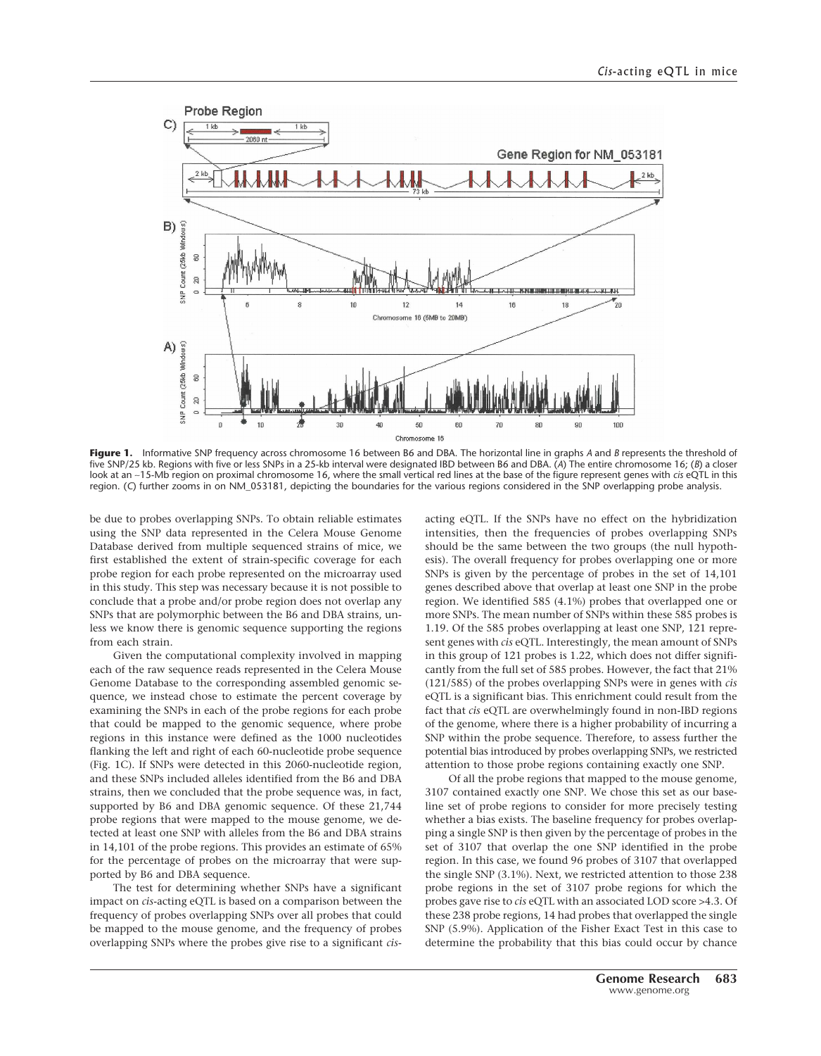**Figure 1.** Informative SNP frequency across chromosome 16 between B6 and DBA. The horizontal line in graphs *A* and *B* represents the threshold of five SNP/25 kb. Regions with five or less SNPs in a 25-kb interval were designated IBD between B6 and DBA. (*A*) The entire chromosome 16; (*B*) a closer look at an ~15-Mb region on proximal chromosome 16, where the small vertical red lines at the base of the figure represent genes with *cis* eQTL in this region. (*C*) further zooms in on NM_053181, depicting the boundaries for the various regions considered in the SNP overlapping probe analysis.

be due to probes overlapping SNPs. To obtain reliable estimates using the SNP data represented in the Celera Mouse Genome Database derived from multiple sequenced strains of mice, we first established the extent of strain-specific coverage for each probe region for each probe represented on the microarray used in this study. This step was necessary because it is not possible to conclude that a probe and/or probe region does not overlap any SNPs that are polymorphic between the B6 and DBA strains, unless we know there is genomic sequence supporting the regions from each strain.

Given the computational complexity involved in mapping each of the raw sequence reads represented in the Celera Mouse Genome Database to the corresponding assembled genomic sequence, we instead chose to estimate the percent coverage by examining the SNPs in each of the probe regions for each probe that could be mapped to the genomic sequence, where probe regions in this instance were defined as the 1000 nucleotides flanking the left and right of each 60-nucleotide probe sequence (Fig. 1C). If SNPs were detected in this 2060-nucleotide region, and these SNPs included alleles identified from the B6 and DBA strains, then we concluded that the probe sequence was, in fact, supported by B6 and DBA genomic sequence. Of these 21,744 probe regions that were mapped to the mouse genome, we detected at least one SNP with alleles from the B6 and DBA strains in 14,101 of the probe regions. This provides an estimate of 65% for the percentage of probes on the microarray that were supported by B6 and DBA sequence.

The test for determining whether SNPs have a significant impact on *cis*-acting eQTL is based on a comparison between the frequency of probes overlapping SNPs over all probes that could be mapped to the mouse genome, and the frequency of probes overlapping SNPs where the probes give rise to a significant *cis*-acting eQTL. If the SNPs have no effect on the hybridization intensities, then the frequencies of probes overlapping SNPs should be the same between the two groups (the null hypothesis). The overall frequency for probes overlapping one or more SNPs is given by the percentage of probes in the set of 14,101 genes described above that overlap at least one SNP in the probe region. We identified 585 (4.1%) probes that overlapped one or more SNPs. The mean number of SNPs within these 585 probes is 1.19. Of the 585 probes overlapping at least one SNP, 121 represent genes with *cis* eQTL. Interestingly, the mean amount of SNPs in this group of 121 probes is 1.22, which does not differ significantly from the full set of 585 probes. However, the fact that 21% (121/585) of the probes overlapping SNPs were in genes with *cis* eQTL is a significant bias. This enrichment could result from the fact that *cis* eQTL are overwhelmingly found in non-IBD regions of the genome, where there is a higher probability of incurring a SNP within the probe sequence. Therefore, to assess further the potential bias introduced by probes overlapping SNPs, we restricted attention to those probe regions containing exactly one SNP.

Of all the probe regions that mapped to the mouse genome, 3107 contained exactly one SNP. We chose this set as our baseline set of probe regions to consider for more precisely testing whether a bias exists. The baseline frequency for probes overlapping a single SNP is then given by the percentage of probes in the set of 3107 that overlap the one SNP identified in the probe region. In this case, we found 96 probes of 3107 that overlapped the single SNP (3.1%). Next, we restricted attention to those 238 probe regions in the set of 3107 probe regions for which the probes gave rise to *cis* eQTL with an associated LOD score >4.3. Of these 238 probe regions, 14 had probes that overlapped the single SNP (5.9%). Application of the Fisher Exact Test in this case to determine the probability that this bias could occur by chance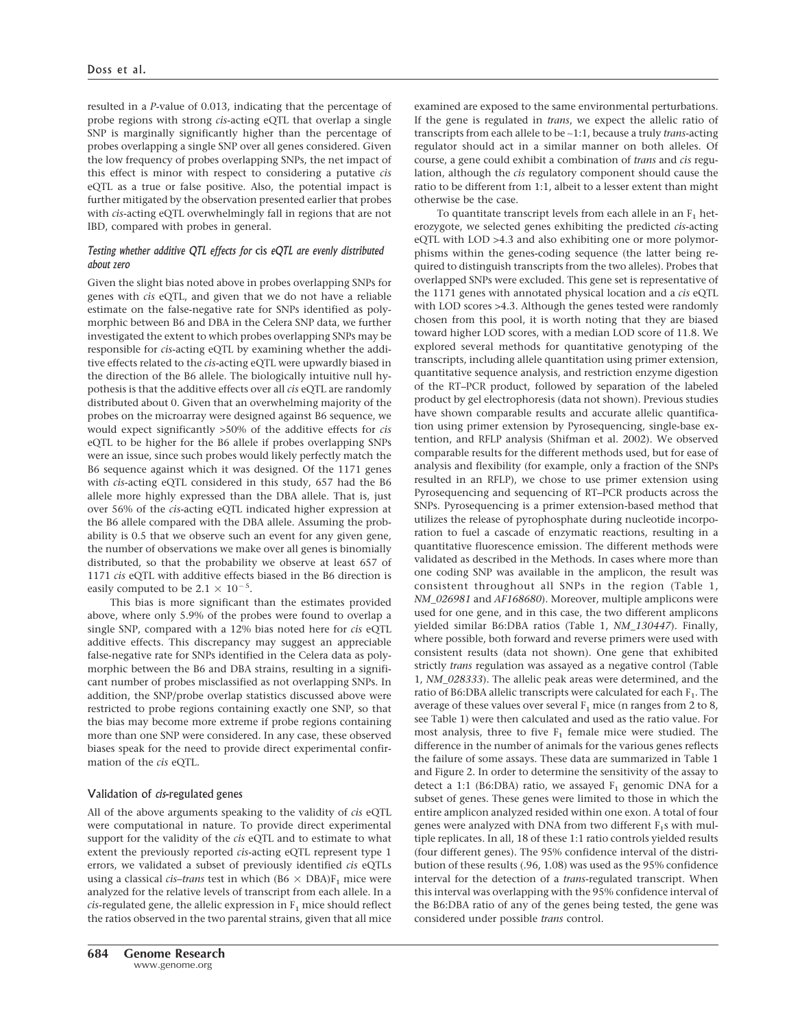resulted in a *P*-value of 0.013, indicating that the percentage of probe regions with strong *cis*-acting eQTL that overlap a single SNP is marginally significantly higher than the percentage of probes overlapping a single SNP over all genes considered. Given the low frequency of probes overlapping SNPs, the net impact of this effect is minor with respect to considering a putative *cis* eQTL as a true or false positive. Also, the potential impact is further mitigated by the observation presented earlier that probes with *cis*-acting eQTL overwhelmingly fall in regions that are not IBD, compared with probes in general.

#### *Testing whether additive QTL effects for* cis *eQTL are evenly distributed about zero*

Given the slight bias noted above in probes overlapping SNPs for genes with *cis* eQTL, and given that we do not have a reliable estimate on the false-negative rate for SNPs identified as polymorphic between B6 and DBA in the Celera SNP data, we further investigated the extent to which probes overlapping SNPs may be responsible for *cis*-acting eQTL by examining whether the additive effects related to the *cis*-acting eQTL were upwardly biased in the direction of the B6 allele. The biologically intuitive null hypothesis is that the additive effects over all *cis* eQTL are randomly distributed about 0. Given that an overwhelming majority of the probes on the microarray were designed against B6 sequence, we would expect significantly >50% of the additive effects for *cis* eQTL to be higher for the B6 allele if probes overlapping SNPs were an issue, since such probes would likely perfectly match the B6 sequence against which it was designed. Of the 1171 genes with *cis*-acting eQTL considered in this study, 657 had the B6 allele more highly expressed than the DBA allele. That is, just over 56% of the *cis*-acting eQTL indicated higher expression at the B6 allele compared with the DBA allele. Assuming the probability is 0.5 that we observe such an event for any given gene, the number of observations we make over all genes is binomially distributed, so that the probability we observe at least 657 of 1171 *cis* eQTL with additive effects biased in the B6 direction is easily computed to be $2.1 \times 10^{-5}$.

This bias is more significant than the estimates provided above, where only 5.9% of the probes were found to overlap a single SNP, compared with a 12% bias noted here for *cis* eQTL additive effects. This discrepancy may suggest an appreciable false-negative rate for SNPs identified in the Celera data as polymorphic between the B6 and DBA strains, resulting in a significant number of probes misclassified as not overlapping SNPs. In addition, the SNP/probe overlap statistics discussed above were restricted to probe regions containing exactly one SNP, so that the bias may become more extreme if probe regions containing more than one SNP were considered. In any case, these observed biases speak for the need to provide direct experimental confirmation of the *cis* eQTL.

### Validation of *cis*-regulated genes

All of the above arguments speaking to the validity of *cis* eQTL were computational in nature. To provide direct experimental support for the validity of the *cis* eQTL and to estimate to what extent the previously reported *cis*-acting eQTL represent type 1 errors, we validated a subset of previously identified *cis* eQTLs using a classical *cis–trans* test in which (B6 × DBA)$F_1$ mice were analyzed for the relative levels of transcript from each allele. In a *cis*-regulated gene, the allelic expression in $F_1$ mice should reflect the ratios observed in the two parental strains, given that all mice examined are exposed to the same environmental perturbations. If the gene is regulated in *trans*, we expect the allelic ratio of transcripts from each allele to be ~1:1, because a truly *trans*-acting regulator should act in a similar manner on both alleles. Of course, a gene could exhibit a combination of *trans* and *cis* regulation, although the *cis* regulatory component should cause the ratio to be different from 1:1, albeit to a lesser extent than might otherwise be the case.

To quantitate transcript levels from each allele in an $F_1$ heterozygote, we selected genes exhibiting the predicted *cis*-acting eQTL with LOD >4.3 and also exhibiting one or more polymorphisms within the genes-coding sequence (the latter being required to distinguish transcripts from the two alleles). Probes that overlapped SNPs were excluded. This gene set is representative of the 1171 genes with annotated physical location and a *cis* eQTL with LOD scores >4.3. Although the genes tested were randomly chosen from this pool, it is worth noting that they are biased toward higher LOD scores, with a median LOD score of 11.8. We explored several methods for quantitative genotyping of the transcripts, including allele quantitation using primer extension, quantitative sequence analysis, and restriction enzyme digestion of the RT–PCR product, followed by separation of the labeled product by gel electrophoresis (data not shown). Previous studies have shown comparable results and accurate allelic quantification using primer extension by Pyrosequencing, single-base extension, and RFLP analysis (Shifman et al. 2002). We observed comparable results for the different methods used, but for ease of analysis and flexibility (for example, only a fraction of the SNPs resulted in an RFLP), we chose to use primer extension using Pyrosequencing and sequencing of RT–PCR products across the SNPs. Pyrosequencing is a primer extension-based method that utilizes the release of pyrophosphate during nucleotide incorporation to fuel a cascade of enzymatic reactions, resulting in a quantitative fluorescence emission. The different methods were validated as described in the Methods. In cases where more than one coding SNP was available in the amplicon, the result was consistent throughout all SNPs in the region (Table 1, *NM_026981* and *AF168680*). Moreover, multiple amplicons were used for one gene, and in this case, the two different amplicons yielded similar B6:DBA ratios (Table 1, *NM_130447*). Finally, where possible, both forward and reverse primers were used with consistent results (data not shown). One gene that exhibited strictly *trans* regulation was assayed as a negative control (Table 1, *NM_028333*). The allelic peak areas were determined, and the ratio of B6:DBA allelic transcripts were calculated for each $F_1$. The average of these values over several $F_1$ mice (n ranges from 2 to 8, see Table 1) were then calculated and used as the ratio value. For most analysis, three to five $F_1$ female mice were studied. The difference in the number of animals for the various genes reflects the failure of some assays. These data are summarized in Table 1 and Figure 2. In order to determine the sensitivity of the assay to detect a 1:1 (B6:DBA) ratio, we assayed $F_1$ genomic DNA for a subset of genes. These genes were limited to those in which the entire amplicon analyzed resided within one exon. A total of four genes were analyzed with DNA from two different $F_1$s with multiple replicates. In all, 18 of these 1:1 ratio controls yielded results (four different genes). The 95% confidence interval of the distribution of these results (.96, 1.08) was used as the 95% confidence interval for the detection of a *trans*-regulated transcript. When this interval was overlapping with the 95% confidence interval of the B6:DBA ratio of any of the genes being tested, the gene was considered under possible *trans* control.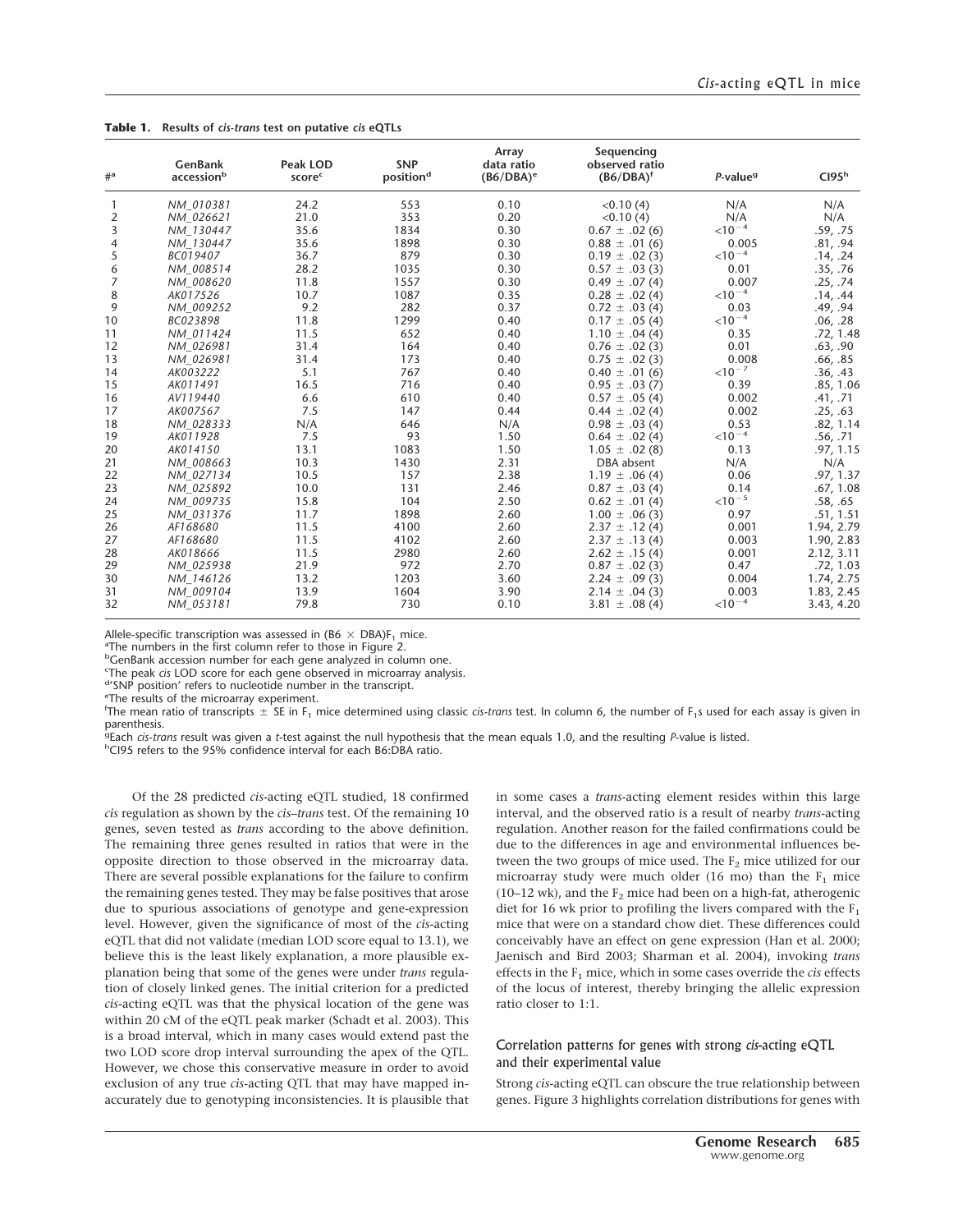**Table 1.** Results of *cis-trans* test on putative *cis* eQTLs

| #[a] | GenBank accession[b] | Peak LOD score[c] | SNP position[d] | Array data ratio (B6/DBA)[e] | Sequencing observed ratio (B6/DBA)[f] | *P*-value[g] | CI95[h] |
|---|---|---|---|---|---|---|---|
| 1 | *NM_010381* | 24.2 | 553 | 0.10 | <0.10 (4) | N/A | N/A |
| 2 | *NM_026621* | 21.0 | 353 | 0.20 | <0.10 (4) | N/A | N/A |
| 3 | *NM_130447* | 35.6 | 1834 | 0.30 | 0.67 ± .02 (6) | $<10^{-4}$ | .59, .75 |
| 4 | *NM_130447* | 35.6 | 1898 | 0.30 | 0.88 ± .01 (6) | 0.005 | .81, .94 |
| 5 | *BC019407* | 36.7 | 879 | 0.30 | 0.19 ± .02 (3) | $<10^{-4}$ | .14, .24 |
| 6 | *NM_008514* | 28.2 | 1035 | 0.30 | 0.57 ± .03 (3) | 0.01 | .35, .76 |
| 7 | *NM_008620* | 11.8 | 1557 | 0.30 | 0.49 ± .07 (4) | 0.007 | .25, .74 |
| 8 | *AK017526* | 10.7 | 1087 | 0.35 | 0.28 ± .02 (4) | $<10^{-4}$ | .14, .44 |
| 9 | *NM_009252* | 9.2 | 282 | 0.37 | 0.72 ± .03 (4) | 0.03 | .49, .94 |
| 10 | *BC023898* | 11.8 | 1299 | 0.40 | 0.17 ± .05 (4) | $<10^{-4}$ | .06, .28 |
| 11 | *NM_011424* | 11.5 | 652 | 0.40 | 1.10 ± .04 (4) | 0.35 | .72, 1.48 |
| 12 | *NM_026981* | 31.4 | 164 | 0.40 | 0.76 ± .02 (3) | 0.01 | .63, .90 |
| 13 | *NM_026981* | 31.4 | 173 | 0.40 | 0.75 ± .02 (3) | 0.008 | .66, .85 |
| 14 | *AK003222* | 5.1 | 767 | 0.40 | 0.40 ± .01 (6) | $<10^{-7}$ | .36, .43 |
| 15 | *AK011491* | 16.5 | 716 | 0.40 | 0.95 ± .03 (7) | 0.39 | .85, 1.06 |
| 16 | *AV119440* | 6.6 | 610 | 0.40 | 0.57 ± .05 (4) | 0.002 | .41, .71 |
| 17 | *AK007567* | 7.5 | 147 | 0.44 | 0.44 ± .02 (4) | 0.002 | .25, .63 |
| 18 | *NM_028333* | N/A | 646 | N/A | 0.98 ± .03 (4) | 0.53 | .82, 1.14 |
| 19 | *AK011928* | 7.5 | 93 | 1.50 | 0.64 ± .02 (4) | $<10^{-4}$ | .56, .71 |
| 20 | *AK014150* | 13.1 | 1083 | 1.50 | 1.05 ± .02 (8) | 0.13 | .97, 1.15 |
| 21 | *NM_008663* | 10.3 | 1430 | 2.31 | DBA absent | N/A | N/A |
| 22 | *NM_027134* | 10.5 | 157 | 2.38 | 1.19 ± .06 (4) | 0.06 | .97, 1.37 |
| 23 | *NM_025892* | 10.0 | 131 | 2.46 | 0.87 ± .03 (4) | 0.14 | .67, 1.08 |
| 24 | *NM_009735* | 15.8 | 104 | 2.50 | 0.62 ± .01 (4) | $<10^{-5}$ | .58, .65 |
| 25 | *NM_031376* | 11.7 | 1898 | 2.60 | 1.00 ± .06 (3) | 0.97 | .51, 1.51 |
| 26 | *AF168680* | 11.5 | 4100 | 2.60 | 2.37 ± .12 (4) | 0.001 | 1.94, 2.79 |
| 27 | *AF168680* | 11.5 | 4102 | 2.60 | 2.37 ± .13 (4) | 0.003 | 1.90, 2.83 |
| 28 | *AK018666* | 11.5 | 2980 | 2.60 | 2.62 ± .15 (4) | 0.001 | 2.12, 3.11 |
| 29 | *NM_025938* | 21.9 | 972 | 2.70 | 0.87 ± .02 (3) | 0.47 | .72, 1.03 |
| 30 | *NM_146126* | 13.2 | 1203 | 3.60 | 2.24 ± .09 (3) | 0.004 | 1.74, 2.75 |
| 31 | *NM_009104* | 13.9 | 1604 | 3.90 | 2.14 ± .04 (3) | 0.003 | 1.83, 2.45 |
| 32 | *NM_053181* | 79.8 | 730 | 0.10 | 3.81 ± .08 (4) | $<10^{-4}$ | 3.43, 4.20 |

Allele-specific transcription was assessed in (B6 × DBA)$F_1$ mice.
[a]The numbers in the first column refer to those in Figure 2.
[b]GenBank accession number for each gene analyzed in column one.
[c]The peak *cis* LOD score for each gene observed in microarray analysis.
[d]'SNP position' refers to nucleotide number in the transcript.
[e]The results of the microarray experiment.
[f]The mean ratio of transcripts ± SE in $F_1$ mice determined using classic *cis-trans* test. In column 6, the number of $F_1$s used for each assay is given in parenthesis.
[g]Each *cis-trans* result was given a *t*-test against the null hypothesis that the mean equals 1.0, and the resulting *P*-value is listed.
[h]CI95 refers to the 95% confidence interval for each B6:DBA ratio.

Of the 28 predicted *cis*-acting eQTL studied, 18 confirmed *cis* regulation as shown by the *cis–trans* test. Of the remaining 10 genes, seven tested as *trans* according to the above definition. The remaining three genes resulted in ratios that were in the opposite direction to those observed in the microarray data. There are several possible explanations for the failure to confirm the remaining genes tested. They may be false positives that arose due to spurious associations of genotype and gene-expression level. However, given the significance of most of the *cis*-acting eQTL that did not validate (median LOD score equal to 13.1), we believe this is the least likely explanation, a more plausible explanation being that some of the genes were under *trans* regulation of closely linked genes. The initial criterion for a predicted *cis*-acting eQTL was that the physical location of the gene was within 20 cM of the eQTL peak marker (Schadt et al. 2003). This is a broad interval, which in many cases would extend past the two LOD score drop interval surrounding the apex of the QTL. However, we chose this conservative measure in order to avoid exclusion of any true *cis*-acting QTL that may have mapped inaccurately due to genotyping inconsistencies. It is plausible that in some cases a *trans*-acting element resides within this large interval, and the observed ratio is a result of nearby *trans*-acting regulation. Another reason for the failed confirmations could be due to the differences in age and environmental influences between the two groups of mice used. The $F_2$ mice utilized for our microarray study were much older (16 mo) than the $F_1$ mice (10–12 wk), and the $F_2$ mice had been on a high-fat, atherogenic diet for 16 wk prior to profiling the livers compared with the $F_1$ mice that were on a standard chow diet. These differences could conceivably have an effect on gene expression (Han et al. 2000; Jaenisch and Bird 2003; Sharman et al. 2004), invoking *trans* effects in the $F_1$ mice, which in some cases override the *cis* effects of the locus of interest, thereby bringing the allelic expression ratio closer to 1:1.

### Correlation patterns for genes with strong *cis*-acting eQTL and their experimental value

Strong *cis*-acting eQTL can obscure the true relationship between genes. Figure 3 highlights correlation distributions for genes with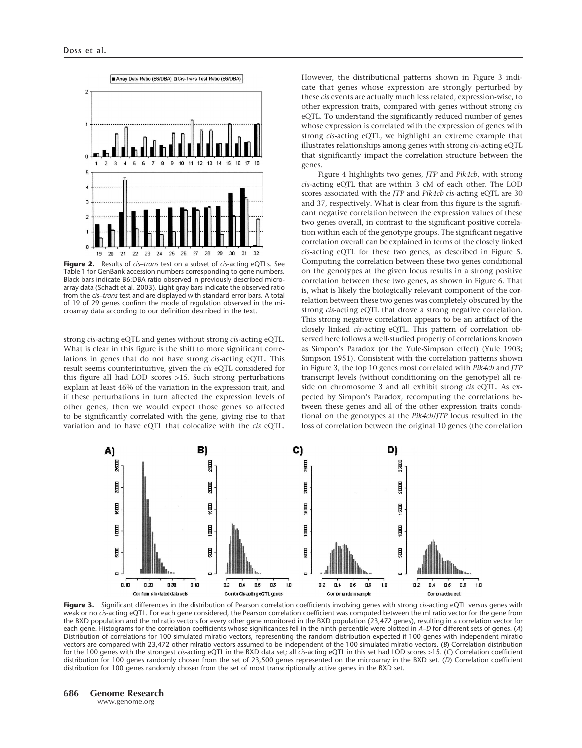**Figure 2.** Results of *cis–trans* test on a subset of *cis*-acting eQTLs. See Table 1 for GenBank accession numbers corresponding to gene numbers. Black bars indicate B6:DBA ratio observed in previously described microarray data (Schadt et al. 2003). Light gray bars indicate the observed ratio from the *cis–trans* test and are displayed with standard error bars. A total of 19 of 29 genes confirm the mode of regulation observed in the microarray data according to our definition described in the text.

strong *cis*-acting eQTL and genes without strong *cis*-acting eQTL. What is clear in this figure is the shift to more significant correlations in genes that do not have strong *cis*-acting eQTL. This result seems counterintuitive, given the *cis* eQTL considered for this figure all had LOD scores >15. Such strong perturbations explain at least 46% of the variation in the expression trait, and if these perturbations in turn affected the expression levels of other genes, then we would expect those genes so affected to be significantly correlated with the gene, giving rise to that variation and to have eQTL that colocalize with the *cis* eQTL. However, the distributional patterns shown in Figure 3 indicate that genes whose expression are strongly perturbed by these *cis* events are actually much less related, expression-wise, to other expression traits, compared with genes without strong *cis* eQTL. To understand the significantly reduced number of genes whose expression is correlated with the expression of genes with strong *cis*-acting eQTL, we highlight an extreme example that illustrates relationships among genes with strong *cis*-acting eQTL that significantly impact the correlation structure between the genes.

Figure 4 highlights two genes, *JTP* and *Pik4cb*, with strong *cis*-acting eQTL that are within 3 cM of each other. The LOD scores associated with the *JTP* and *Pik4cb cis*-acting eQTL are 30 and 37, respectively. What is clear from this figure is the significant negative correlation between the expression values of these two genes overall, in contrast to the significant positive correlation within each of the genotype groups. The significant negative correlation overall can be explained in terms of the closely linked *cis*-acting eQTL for these two genes, as described in Figure 5. Computing the correlation between these two genes conditional on the genotypes at the given locus results in a strong positive correlation between these two genes, as shown in Figure 6. That is, what is likely the biologically relevant component of the correlation between these two genes was completely obscured by the strong *cis*-acting eQTL that drove a strong negative correlation. This strong negative correlation appears to be an artifact of the closely linked *cis*-acting eQTL. This pattern of correlation observed here follows a well-studied property of correlations known as Simpon's Paradox (or the Yule-Simpson effect) (Yule 1903; Simpson 1951). Consistent with the correlation patterns shown in Figure 3, the top 10 genes most correlated with *Pik4cb* and *JTP* transcript levels (without conditioning on the genotype) all reside on chromosome 3 and all exhibit strong *cis* eQTL. As expected by Simpon's Paradox, recomputing the correlations between these genes and all of the other expression traits conditional on the genotypes at the *Pik4cb*/*JTP* locus resulted in the loss of correlation between the original 10 genes (the correlation

**Figure 3.** Significant differences in the distribution of Pearson correlation coefficients involving genes with strong *cis*-acting eQTL versus genes with weak or no *cis*-acting eQTL. For each gene considered, the Pearson correlation coefficient was computed between the ml ratio vector for the gene from the BXD population and the ml ratio vectors for every other gene monitored in the BXD population (23,472 genes), resulting in a correlation vector for each gene. Histograms for the correlation coefficients whose significances fell in the ninth percentile were plotted in *A*–*D* for different sets of genes. (*A*) Distribution of correlations for 100 simulated mlratio vectors, representing the random distribution expected if 100 genes with independent mlratio vectors are compared with 23,472 other mlratio vectors assumed to be independent of the 100 simulated mlratio vectors. (*B*) Correlation distribution for the 100 genes with the strongest *cis*-acting eQTL in the BXD data set; all *cis*-acting eQTL in this set had LOD scores >15. (*C*) Correlation coefficient distribution for 100 genes randomly chosen from the set of 23,500 genes represented on the microarray in the BXD set. (*D*) Correlation coefficient distribution for 100 genes randomly chosen from the set of most transcriptionally active genes in the BXD set.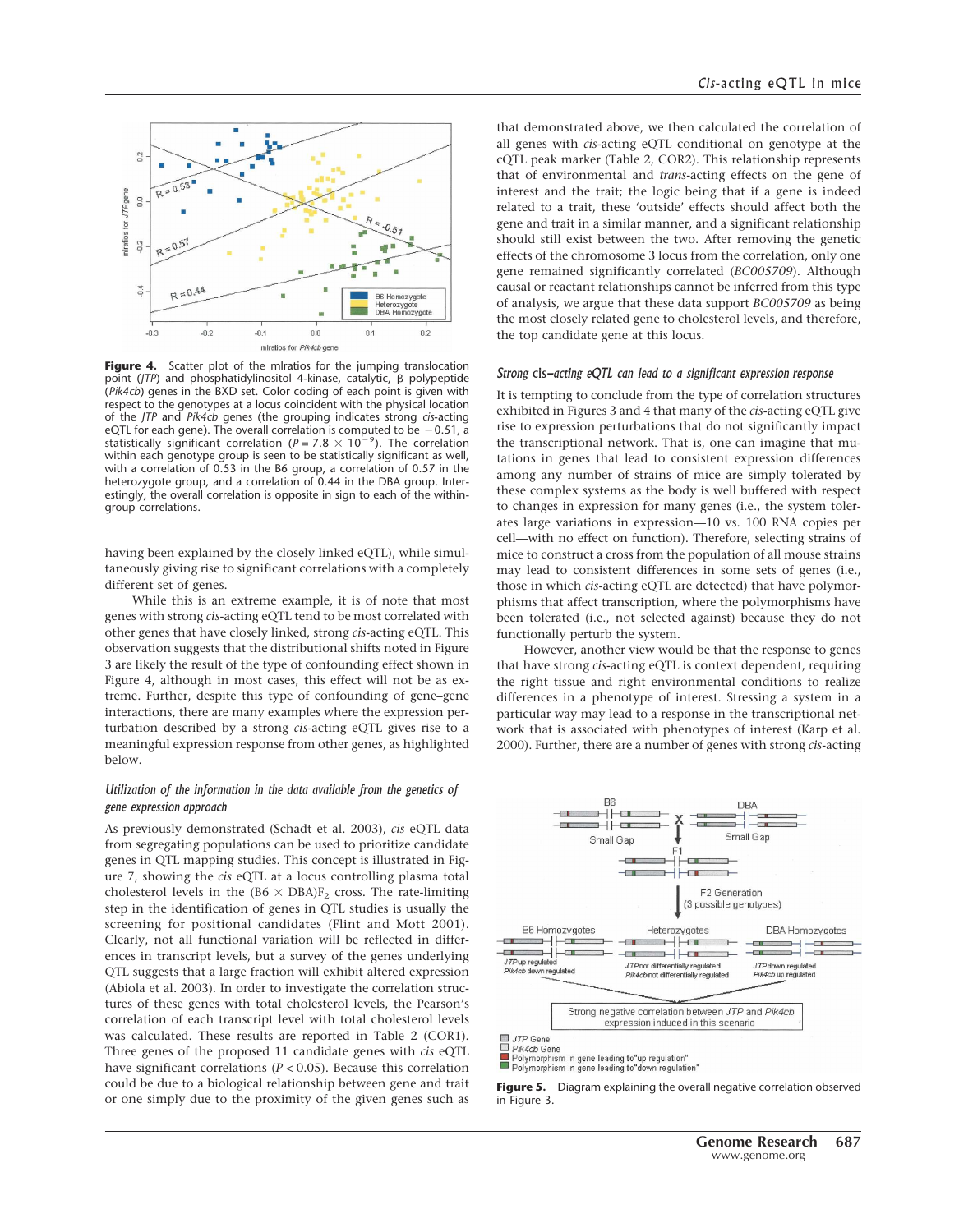**Figure 4.** Scatter plot of the mlratios for the jumping translocation point (*JTP*) and phosphatidylinositol 4-kinase, catalytic, β polypeptide (*Pik4cb*) genes in the BXD set. Color coding of each point is given with respect to the genotypes at a locus coincident with the physical location of the *JTP* and *Pik4cb* genes (the grouping indicates strong *cis*-acting eQTL for each gene). The overall correlation is computed to be −0.51, a statistically significant correlation ($P = 7.8 \times 10^{-9}$). The correlation within each genotype group is seen to be statistically significant as well, with a correlation of 0.53 in the B6 group, a correlation of 0.57 in the heterozygote group, and a correlation of 0.44 in the DBA group. Interestingly, the overall correlation is opposite in sign to each of the within-group correlations.

having been explained by the closely linked eQTL), while simultaneously giving rise to significant correlations with a completely different set of genes.

While this is an extreme example, it is of note that most genes with strong *cis*-acting eQTL tend to be most correlated with other genes that have closely linked, strong *cis*-acting eQTL. This observation suggests that the distributional shifts noted in Figure 3 are likely the result of the type of confounding effect shown in Figure 4, although in most cases, this effect will not be as extreme. Further, despite this type of confounding of gene–gene interactions, there are many examples where the expression perturbation described by a strong *cis*-acting eQTL gives rise to a meaningful expression response from other genes, as highlighted below.

### *Utilization of the information in the data available from the genetics of gene expression approach*

As previously demonstrated (Schadt et al. 2003), *cis* eQTL data from segregating populations can be used to prioritize candidate genes in QTL mapping studies. This concept is illustrated in Figure 7, showing the *cis* eQTL at a locus controlling plasma total cholesterol levels in the (B6 × DBA)$F_2$ cross. The rate-limiting step in the identification of genes in QTL studies is usually the screening for positional candidates (Flint and Mott 2001). Clearly, not all functional variation will be reflected in differences in transcript levels, but a survey of the genes underlying QTL suggests that a large fraction will exhibit altered expression (Abiola et al. 2003). In order to investigate the correlation structures of these genes with total cholesterol levels, the Pearson's correlation of each transcript level with total cholesterol levels was calculated. These results are reported in Table 2 (COR1). Three genes of the proposed 11 candidate genes with *cis* eQTL have significant correlations ($P < 0.05$). Because this correlation could be due to a biological relationship between gene and trait or one simply due to the proximity of the given genes such as that demonstrated above, we then calculated the correlation of all genes with *cis*-acting eQTL conditional on genotype at the cQTL peak marker (Table 2, COR2). This relationship represents that of environmental and *trans*-acting effects on the gene of interest and the trait; the logic being that if a gene is indeed related to a trait, these 'outside' effects should affect both the gene and trait in a similar manner, and a significant relationship should still exist between the two. After removing the genetic effects of the chromosome 3 locus from the correlation, only one gene remained significantly correlated (*BC005709*). Although causal or reactant relationships cannot be inferred from this type of analysis, we argue that these data support *BC005709* as being the most closely related gene to cholesterol levels, and therefore, the top candidate gene at this locus.

### *Strong* cis*–acting eQTL can lead to a significant expression response*

It is tempting to conclude from the type of correlation structures exhibited in Figures 3 and 4 that many of the *cis*-acting eQTL give rise to expression perturbations that do not significantly impact the transcriptional network. That is, one can imagine that mutations in genes that lead to consistent expression differences among any number of strains of mice are simply tolerated by these complex systems as the body is well buffered with respect to changes in expression for many genes (i.e., the system tolerates large variations in expression—10 vs. 100 RNA copies per cell—with no effect on function). Therefore, selecting strains of mice to construct a cross from the population of all mouse strains may lead to consistent differences in some sets of genes (i.e., those in which *cis*-acting eQTL are detected) that have polymorphisms that affect transcription, where the polymorphisms have been tolerated (i.e., not selected against) because they do not functionally perturb the system.

However, another view would be that the response to genes that have strong *cis*-acting eQTL is context dependent, requiring the right tissue and right environmental conditions to realize differences in a phenotype of interest. Stressing a system in a particular way may lead to a response in the transcriptional network that is associated with phenotypes of interest (Karp et al. 2000). Further, there are a number of genes with strong *cis*-acting

**Figure 5.** Diagram explaining the overall negative correlation observed in Figure 3.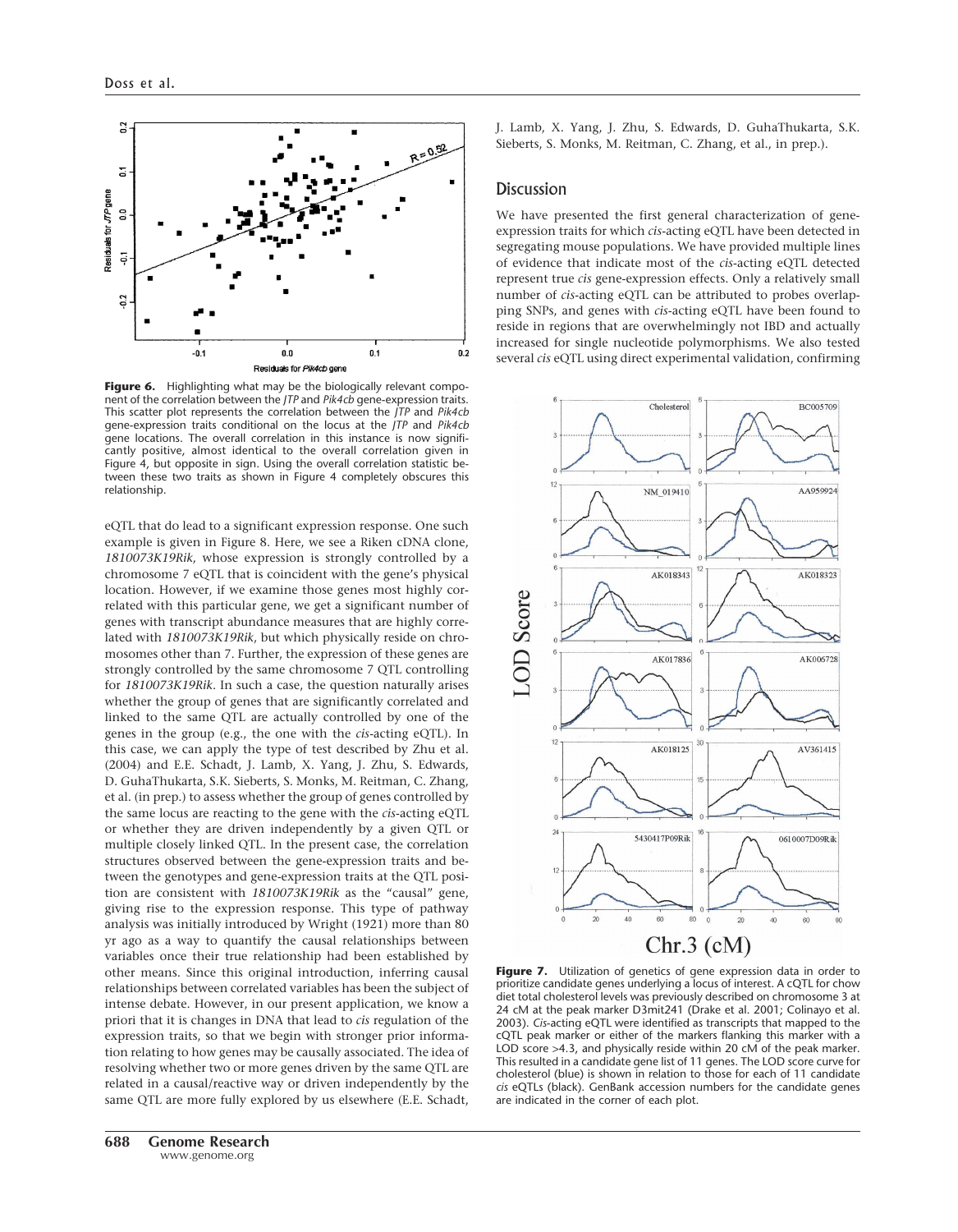**Figure 6.** Highlighting what may be the biologically relevant component of the correlation between the *JTP* and *Pik4cb* gene-expression traits. This scatter plot represents the correlation between the *JTP* and *Pik4cb* gene-expression traits conditional on the locus at the *JTP* and *Pik4cb* gene locations. The overall correlation in this instance is now significantly positive, almost identical to the overall correlation given in Figure 4, but opposite in sign. Using the overall correlation statistic between these two traits as shown in Figure 4 completely obscures this relationship.

eQTL that do lead to a significant expression response. One such example is given in Figure 8. Here, we see a Riken cDNA clone, *1810073K19Rik*, whose expression is strongly controlled by a chromosome 7 eQTL that is coincident with the gene's physical location. However, if we examine those genes most highly correlated with this particular gene, we get a significant number of genes with transcript abundance measures that are highly correlated with *1810073K19Rik*, but which physically reside on chromosomes other than 7. Further, the expression of these genes are strongly controlled by the same chromosome 7 QTL controlling for *1810073K19Rik*. In such a case, the question naturally arises whether the group of genes that are significantly correlated and linked to the same QTL are actually controlled by one of the genes in the group (e.g., the one with the *cis*-acting eQTL). In this case, we can apply the type of test described by Zhu et al. (2004) and E.E. Schadt, J. Lamb, X. Yang, J. Zhu, S. Edwards, D. GuhaThukarta, S.K. Sieberts, S. Monks, M. Reitman, C. Zhang, et al. (in prep.) to assess whether the group of genes controlled by the same locus are reacting to the gene with the *cis*-acting eQTL or whether they are driven independently by a given QTL or multiple closely linked QTL. In the present case, the correlation structures observed between the gene-expression traits and between the genotypes and gene-expression traits at the QTL position are consistent with *1810073K19Rik* as the "causal" gene, giving rise to the expression response. This type of pathway analysis was initially introduced by Wright (1921) more than 80 yr ago as a way to quantify the causal relationships between variables once their true relationship had been established by other means. Since this original introduction, inferring causal relationships between correlated variables has been the subject of intense debate. However, in our present application, we know a priori that it is changes in DNA that lead to *cis* regulation of the expression traits, so that we begin with stronger prior information relating to how genes may be causally associated. The idea of resolving whether two or more genes driven by the same QTL are related in a causal/reactive way or driven independently by the same QTL are more fully explored by us elsewhere (E.E. Schadt, J. Lamb, X. Yang, J. Zhu, S. Edwards, D. GuhaThukarta, S.K. Sieberts, S. Monks, M. Reitman, C. Zhang, et al., in prep.).

## Discussion

We have presented the first general characterization of gene-expression traits for which *cis*-acting eQTL have been detected in segregating mouse populations. We have provided multiple lines of evidence that indicate most of the *cis*-acting eQTL detected represent true *cis* gene-expression effects. Only a relatively small number of *cis*-acting eQTL can be attributed to probes overlapping SNPs, and genes with *cis*-acting eQTL have been found to reside in regions that are overwhelmingly not IBD and actually increased for single nucleotide polymorphisms. We also tested several *cis* eQTL using direct experimental validation, confirming

**Figure 7.** Utilization of genetics of gene expression data in order to prioritize candidate genes underlying a locus of interest. A cQTL for chow diet total cholesterol levels was previously described on chromosome 3 at 24 cM at the peak marker D3mit241 (Drake et al. 2001; Colinayo et al. 2003). *Cis*-acting eQTL were identified as transcripts that mapped to the cQTL peak marker or either of the markers flanking this marker with a LOD score >4.3, and physically reside within 20 cM of the peak marker. This resulted in a candidate gene list of 11 genes. The LOD score curve for cholesterol (blue) is shown in relation to those for each of 11 candidate *cis* eQTLs (black). GenBank accession numbers for the candidate genes are indicated in the corner of each plot.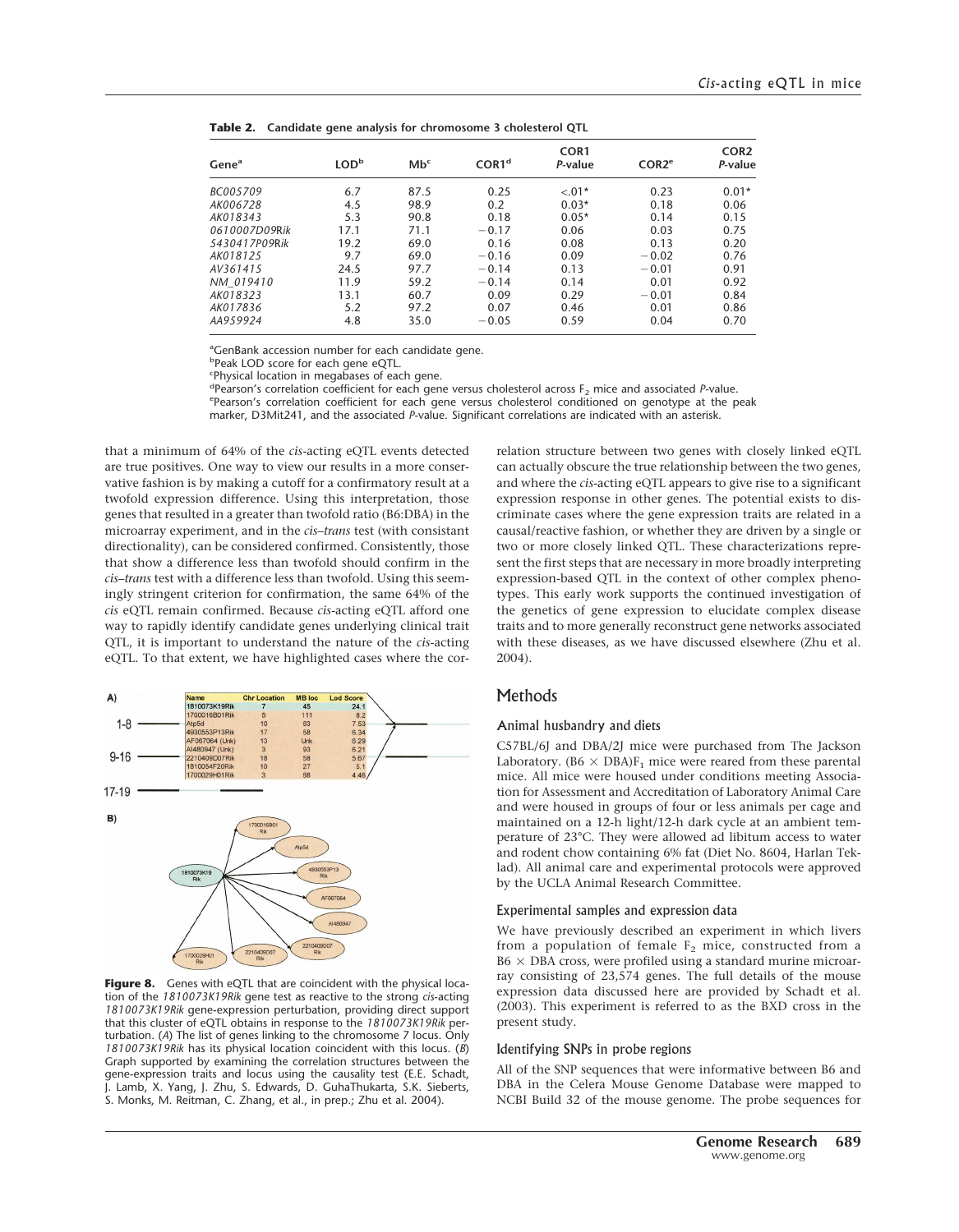**Table 2.** Candidate gene analysis for chromosome 3 cholesterol QTL

| Gene[a] | LOD[b] | Mb[c] | COR1[d] | COR1 P-value | COR2[e] | COR2 P-value |
|---|---|---|---|---|---|---|
| *BC005709* | 6.7 | 87.5 | 0.25 | <.01* | 0.23 | 0.01* |
| *AK006728* | 4.5 | 98.9 | 0.2 | 0.03* | 0.18 | 0.06 |
| *AK018343* | 5.3 | 90.8 | 0.18 | 0.05* | 0.14 | 0.15 |
| *0610007D09Rik* | 17.1 | 71.1 | −0.17 | 0.06 | 0.03 | 0.75 |
| *5430417P09Rik* | 19.2 | 69.0 | 0.16 | 0.08 | 0.13 | 0.20 |
| *AK018125* | 9.7 | 69.0 | −0.16 | 0.09 | −0.02 | 0.76 |
| *AV361415* | 24.5 | 97.7 | −0.14 | 0.13 | −0.01 | 0.91 |
| *NM_019410* | 11.9 | 59.2 | −0.14 | 0.14 | 0.01 | 0.92 |
| *AK018323* | 13.1 | 60.7 | 0.09 | 0.29 | −0.01 | 0.84 |
| *AK017836* | 5.2 | 97.2 | 0.07 | 0.46 | 0.01 | 0.86 |
| *AA959924* | 4.8 | 35.0 | −0.05 | 0.59 | 0.04 | 0.70 |

[a]GenBank accession number for each candidate gene.
[b]Peak LOD score for each gene eQTL.
[c]Physical location in megabases of each gene.
[d]Pearson's correlation coefficient for each gene versus cholesterol across $F_2$ mice and associated *P*-value.
[e]Pearson's correlation coefficient for each gene versus cholesterol conditioned on genotype at the peak marker, D3Mit241, and the associated *P*-value. Significant correlations are indicated with an asterisk.

that a minimum of 64% of the *cis*-acting eQTL events detected are true positives. One way to view our results in a more conservative fashion is by making a cutoff for a confirmatory result at a twofold expression difference. Using this interpretation, those genes that resulted in a greater than twofold ratio (B6:DBA) in the microarray experiment, and in the *cis–trans* test (with consistant directionality), can be considered confirmed. Consistently, those that show a difference less than twofold should confirm in the *cis–trans* test with a difference less than twofold. Using this seemingly stringent criterion for confirmation, the same 64% of the *cis* eQTL remain confirmed. Because *cis*-acting eQTL afford one way to rapidly identify candidate genes underlying clinical trait QTL, it is important to understand the nature of the *cis*-acting eQTL. To that extent, we have highlighted cases where the correlation structure between two genes with closely linked eQTL can actually obscure the true relationship between the two genes, and where the *cis*-acting eQTL appears to give rise to a significant expression response in other genes. The potential exists to discriminate cases where the gene expression traits are related in a causal/reactive fashion, or whether they are driven by a single or two or more closely linked QTL. These characterizations represent the first steps that are necessary in more broadly interpreting expression-based QTL in the context of other complex phenotypes. This early work supports the continued investigation of the genetics of gene expression to elucidate complex disease traits and to more generally reconstruct gene networks associated with these diseases, as we have discussed elsewhere (Zhu et al. 2004).

**Figure 8.** Genes with eQTL that are coincident with the physical location of the *1810073K19Rik* gene test as reactive to the strong *cis*-acting *1810073K19Rik* gene-expression perturbation, providing direct support that this cluster of eQTL obtains in response to the *1810073K19Rik* perturbation. (*A*) The list of genes linking to the chromosome 7 locus. Only *1810073K19Rik* has its physical location coincident with this locus. (*B*) Graph supported by examining the correlation structures between the gene-expression traits and locus using the causality test (E.E. Schadt, J. Lamb, X. Yang, J. Zhu, S. Edwards, D. GuhaThukarta, S.K. Sieberts, S. Monks, M. Reitman, C. Zhang, et al., in prep.; Zhu et al. 2004).

## Methods

### Animal husbandry and diets

C57BL/6J and DBA/2J mice were purchased from The Jackson Laboratory. $(B6 \times DBA)F_1$ mice were reared from these parental mice. All mice were housed under conditions meeting Association for Assessment and Accreditation of Laboratory Animal Care and were housed in groups of four or less animals per cage and maintained on a 12-h light/12-h dark cycle at an ambient temperature of 23°C. They were allowed ad libitum access to water and rodent chow containing 6% fat (Diet No. 8604, Harlan Teklad). All animal care and experimental protocols were approved by the UCLA Animal Research Committee.

### Experimental samples and expression data

We have previously described an experiment in which livers from a population of female $F_2$ mice, constructed from a $B6 \times DBA$ cross, were profiled using a standard murine microarray consisting of 23,574 genes. The full details of the mouse expression data discussed here are provided by Schadt et al. (2003). This experiment is referred to as the BXD cross in the present study.

### Identifying SNPs in probe regions

All of the SNP sequences that were informative between B6 and DBA in the Celera Mouse Genome Database were mapped to NCBI Build 32 of the mouse genome. The probe sequences for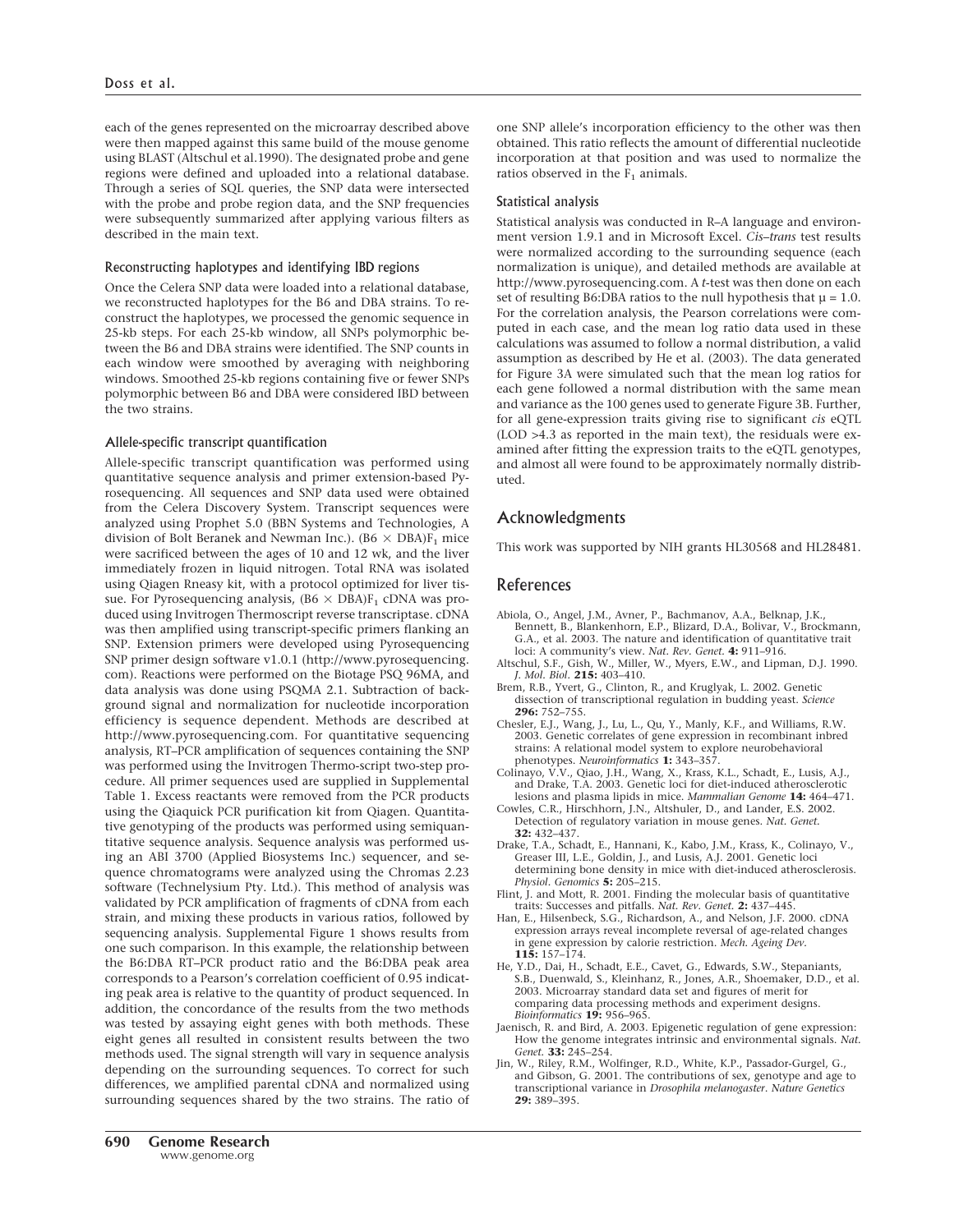each of the genes represented on the microarray described above were then mapped against this same build of the mouse genome using BLAST (Altschul et al.1990). The designated probe and gene regions were defined and uploaded into a relational database. Through a series of SQL queries, the SNP data were intersected with the probe and probe region data, and the SNP frequencies were subsequently summarized after applying various filters as described in the main text.

### Reconstructing haplotypes and identifying IBD regions

Once the Celera SNP data were loaded into a relational database, we reconstructed haplotypes for the B6 and DBA strains. To reconstruct the haplotypes, we processed the genomic sequence in 25-kb steps. For each 25-kb window, all SNPs polymorphic between the B6 and DBA strains were identified. The SNP counts in each window were smoothed by averaging with neighboring windows. Smoothed 25-kb regions containing five or fewer SNPs polymorphic between B6 and DBA were considered IBD between the two strains.

### Allele-specific transcript quantification

Allele-specific transcript quantification was performed using quantitative sequence analysis and primer extension-based Pyrosequencing. All sequences and SNP data used were obtained from the Celera Discovery System. Transcript sequences were analyzed using Prophet 5.0 (BBN Systems and Technologies, A division of Bolt Beranek and Newman Inc.). (B6 × DBA)$F_1$ mice were sacrificed between the ages of 10 and 12 wk, and the liver immediately frozen in liquid nitrogen. Total RNA was isolated using Qiagen Rneasy kit, with a protocol optimized for liver tissue. For Pyrosequencing analysis, (B6 × DBA)$F_1$ cDNA was produced using Invitrogen Thermoscript reverse transcriptase. cDNA was then amplified using transcript-specific primers flanking an SNP. Extension primers were developed using Pyrosequencing SNP primer design software v1.0.1 (http://www.pyrosequencing.com). Reactions were performed on the Biotage PSQ 96MA, and data analysis was done using PSQMA 2.1. Subtraction of background signal and normalization for nucleotide incorporation efficiency is sequence dependent. Methods are described at http://www.pyrosequencing.com. For quantitative sequencing analysis, RT–PCR amplification of sequences containing the SNP was performed using the Invitrogen Thermo-script two-step procedure. All primer sequences used are supplied in Supplemental Table 1. Excess reactants were removed from the PCR products using the Qiaquick PCR purification kit from Qiagen. Quantitative genotyping of the products was performed using semiquantitative sequence analysis. Sequence analysis was performed using an ABI 3700 (Applied Biosystems Inc.) sequencer, and sequence chromatograms were analyzed using the Chromas 2.23 software (Technelysium Pty. Ltd.). This method of analysis was validated by PCR amplification of fragments of cDNA from each strain, and mixing these products in various ratios, followed by sequencing analysis. Supplemental Figure 1 shows results from one such comparison. In this example, the relationship between the B6:DBA RT–PCR product ratio and the B6:DBA peak area corresponds to a Pearson's correlation coefficient of 0.95 indicating peak area is relative to the quantity of product sequenced. In addition, the concordance of the results from the two methods was tested by assaying eight genes with both methods. These eight genes all resulted in consistent results between the two methods used. The signal strength will vary in sequence analysis depending on the surrounding sequences. To correct for such differences, we amplified parental cDNA and normalized using surrounding sequences shared by the two strains. The ratio of one SNP allele's incorporation efficiency to the other was then obtained. This ratio reflects the amount of differential nucleotide incorporation at that position and was used to normalize the ratios observed in the $F_1$ animals.

### Statistical analysis

Statistical analysis was conducted in R–A language and environment version 1.9.1 and in Microsoft Excel. *Cis–trans* test results were normalized according to the surrounding sequence (each normalization is unique), and detailed methods are available at http://www.pyrosequencing.com. A *t*-test was then done on each set of resulting B6:DBA ratios to the null hypothesis that $\mu = 1.0$. For the correlation analysis, the Pearson correlations were computed in each case, and the mean log ratio data used in these calculations was assumed to follow a normal distribution, a valid assumption as described by He et al. (2003). The data generated for Figure 3A were simulated such that the mean log ratios for each gene followed a normal distribution with the same mean and variance as the 100 genes used to generate Figure 3B. Further, for all gene-expression traits giving rise to significant *cis* eQTL (LOD >4.3 as reported in the main text), the residuals were examined after fitting the expression traits to the eQTL genotypes, and almost all were found to be approximately normally distributed.

## Acknowledgments

This work was supported by NIH grants HL30568 and HL28481.

## References

Abiola, O., Angel, J.M., Avner, P., Bachmanov, A.A., Belknap, J.K., Bennett, B., Blankenhorn, E.P., Blizard, D.A., Bolivar, V., Brockmann, G.A., et al. 2003. The nature and identification of quantitative trait loci: A community's view. *Nat. Rev. Genet.* **4:** 911–916.

Altschul, S.F., Gish, W., Miller, W., Myers, E.W., and Lipman, D.J. 1990. *J. Mol. Biol.* **215:** 403–410.

Brem, R.B., Yvert, G., Clinton, R., and Kruglyak, L. 2002. Genetic dissection of transcriptional regulation in budding yeast. *Science* **296:** 752–755.

Chesler, E.J., Wang, J., Lu, L., Qu, Y., Manly, K.F., and Williams, R.W. 2003. Genetic correlates of gene expression in recombinant inbred strains: A relational model system to explore neurobehavioral phenotypes. *Neuroinformatics* **1:** 343–357.

Colinayo, V.V., Qiao, J.H., Wang, X., Krass, K.L., Schadt, E., Lusis, A.J., and Drake, T.A. 2003. Genetic loci for diet-induced atherosclerotic lesions and plasma lipids in mice. *Mammalian Genome* **14:** 464–471.

Cowles, C.R., Hirschhorn, J.N., Altshuler, D., and Lander, E.S. 2002. Detection of regulatory variation in mouse genes. *Nat. Genet.* **32:** 432–437.

Drake, T.A., Schadt, E., Hannani, K., Kabo, J.M., Krass, K., Colinayo, V., Greaser III, L.E., Goldin, J., and Lusis, A.J. 2001. Genetic loci determining bone density in mice with diet-induced atherosclerosis. *Physiol. Genomics* **5:** 205–215.

Flint, J. and Mott, R. 2001. Finding the molecular basis of quantitative traits: Successes and pitfalls. *Nat. Rev. Genet.* **2:** 437–445.

Han, E., Hilsenbeck, S.G., Richardson, A., and Nelson, J.F. 2000. cDNA expression arrays reveal incomplete reversal of age-related changes in gene expression by calorie restriction. *Mech. Ageing Dev.* **115:** 157–174.

He, Y.D., Dai, H., Schadt, E.E., Cavet, G., Edwards, S.W., Stepaniants, S.B., Duenwald, S., Kleinhanz, R., Jones, A.R., Shoemaker, D.D., et al. 2003. Microarray standard data set and figures of merit for comparing data processing methods and experiment designs. *Bioinformatics* **19:** 956–965.

Jaenisch, R. and Bird, A. 2003. Epigenetic regulation of gene expression: How the genome integrates intrinsic and environmental signals. *Nat. Genet.* **33:** 245–254.

Jin, W., Riley, R.M., Wolfinger, R.D., White, K.P., Passador-Gurgel, G., and Gibson, G. 2001. The contributions of sex, genotype and age to transcriptional variance in *Drosophila melanogaster*. *Nature Genetics* **29:** 389–395.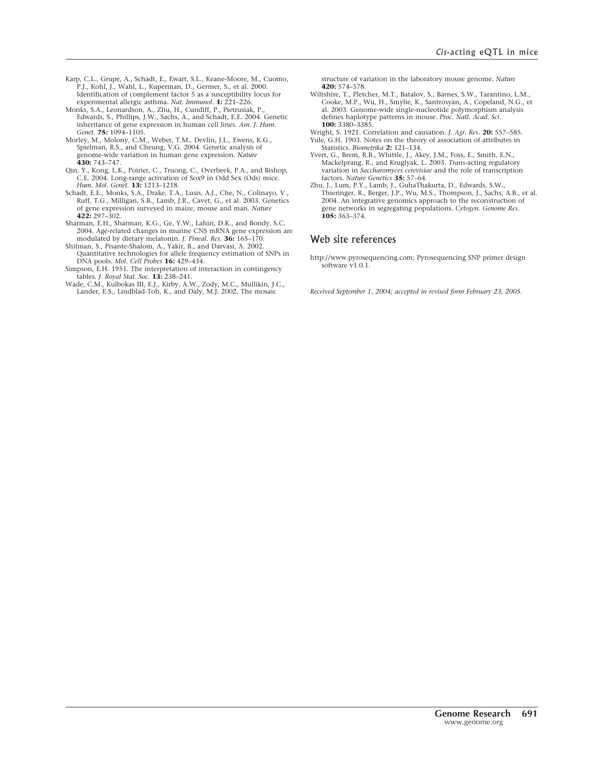Karp, C.L., Grupe, A., Schadt, E., Ewart, S.L., Keane-Moore, M., Cuomo, P.J., Kohl, J., Wahl, L., Kuperman, D., Germer, S., et al. 2000. Identification of complement factor 5 as a susceptibility locus for experimental allergic asthma. *Nat. Immunol.* **1:** 221–226.

Monks, S.A., Leonardson, A., Zhu, H., Cundiff, P., Pietrusiak, P., Edwards, S., Phillips, J.W., Sachs, A., and Schadt, E.E. 2004. Genetic inheritance of gene expression in human cell lines. *Am. J. Hum. Genet.* **75:** 1094–1105.

Morley, M., Molony, C.M., Weber, T.M., Devlin, J.L., Ewens, K.G., Spielman, R.S., and Cheung, V.G. 2004. Genetic analysis of genome-wide variation in human gene expression. *Nature* **430:** 743–747.

Qin, Y., Kong, L.K., Poirier, C., Truong, C., Overbeek, P.A., and Bishop, C.E. 2004. Long-range activation of Sox9 in Odd Sex (Ods) mice. *Hum. Mol. Genet.* **13:** 1213–1218.

Schadt, E.E., Monks, S.A., Drake, T.A., Lusis, A.J., Che, N., Colinayo, V., Ruff, T.G., Milligan, S.B., Lamb, J.R., Cavet, G., et al. 2003. Genetics of gene expression surveyed in maize, mouse and man. *Nature* **422:** 297–302.

Sharman, E.H., Sharman, K.G., Ge, Y.W., Lahiri, D.K., and Bondy, S.C. 2004. Age-related changes in murine CNS mRNA gene expression are modulated by dietary melatonin. *J. Pineal. Res.* **36:** 165–170.

Shifman, S., Pisante-Shalom, A., Yakir, B., and Darvasi, A. 2002. Quantitative technologies for allele frequency estimation of SNPs in DNA pools. *Mol. Cell Probes* **16:** 429–434.

Simpson, E.H. 1951. The interpretation of interaction in contingency tables. *J. Royal Stat. Soc.* **13:** 238–241.

Wade, C.M., Kulbokas III, E.J., Kirby, A.W., Zody, M.C., Mullikin, J.C., Lander, E.S., Lindblad-Toh, K., and Daly, M.J. 2002. The mosaic structure of variation in the laboratory mouse genome. *Nature* **420:** 574–578.

Wiltshire, T., Pletcher, M.T., Batalov, S., Barnes, S.W., Tarantino, L.M., Cooke, M.P., Wu, H., Smylie, K., Santrosyan, A., Copeland, N.G., et al. 2003. Genome-wide single-nucleotide polymorphism analysis defines haplotype patterns in mouse. *Proc. Natl. Acad. Sci.* **100:** 3380–3385.

Wright, S. 1921. Correlation and causation. *J. Agr. Res.* **20:** 557–585.

Yule, G.H. 1903. Notes on the theory of association of attributes in Statistics. *Biometrika* **2:** 121–134.

Yvert, G., Brem, R.B., Whittle, J., Akey, J.M., Foss, E., Smith, E.N., Mackelprang, R., and Kruglyak, L. 2003. *Trans*-acting regulatory variation in *Saccharomyces cerevisiae* and the role of transcription factors. *Nature Genetics* **35:** 57–64.

Zhu, J., Lum, P.Y., Lamb, J., GuhaThakurta, D., Edwards, S.W., Thieringer, R., Berger, J.P., Wu, M.S., Thompson, J., Sachs, A.B., et al. 2004. An integrative genomics approach to the reconstruction of gene networks in segregating populations. *Cytogen. Genome Res.* **105:** 363–374.

## Web site references

http://www.pyrosequencing.com; Pyrosequencing SNP primer design software v1.0.1.

*Received September 1, 2004; accepted in revised form February 23, 2005.*